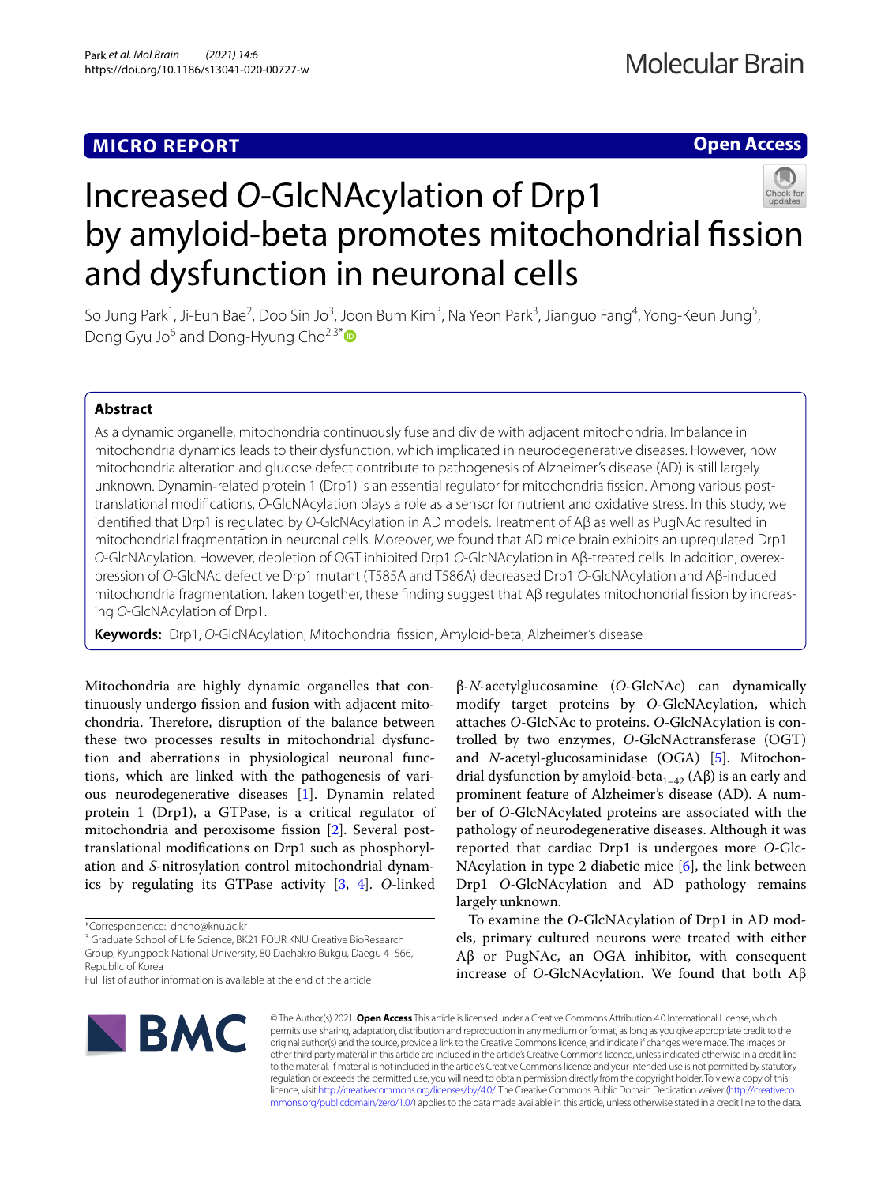MICRO REPORT

Open Access

# Increased *O*-GlcNAcylation of Drp1 by amyloid-beta promotes mitochondrial fission and dysfunction in neuronal cells

So Jung Park[1], Ji-Eun Bae[2], Doo Sin Jo[3], Joon Bum Kim[3], Na Yeon Park[3], Jianguo Fang[4], Yong-Keun Jung[5], Dong Gyu Jo[6] and Dong-Hyung Cho[2,3*]

## Abstract

As a dynamic organelle, mitochondria continuously fuse and divide with adjacent mitochondria. Imbalance in mitochondria dynamics leads to their dysfunction, which implicated in neurodegenerative diseases. However, how mitochondria alteration and glucose defect contribute to pathogenesis of Alzheimer's disease (AD) is still largely unknown. Dynamin-related protein 1 (Drp1) is an essential regulator for mitochondria fission. Among various post-translational modifications, *O*-GlcNAcylation plays a role as a sensor for nutrient and oxidative stress. In this study, we identified that Drp1 is regulated by *O*-GlcNAcylation in AD models. Treatment of Aβ as well as PugNAc resulted in mitochondrial fragmentation in neuronal cells. Moreover, we found that AD mice brain exhibits an upregulated Drp1 *O*-GlcNAcylation. However, depletion of OGT inhibited Drp1 *O*-GlcNAcylation in Aβ-treated cells. In addition, overexpression of *O*-GlcNAc defective Drp1 mutant (T585A and T586A) decreased Drp1 *O*-GlcNAcylation and Aβ-induced mitochondria fragmentation. Taken together, these finding suggest that Aβ regulates mitochondrial fission by increasing *O*-GlcNAcylation of Drp1.

**Keywords:** Drp1, *O*-GlcNAcylation, Mitochondrial fission, Amyloid-beta, Alzheimer's disease

Mitochondria are highly dynamic organelles that continuously undergo fission and fusion with adjacent mitochondria. Therefore, disruption of the balance between these two processes results in mitochondrial dysfunction and aberrations in physiological neuronal functions, which are linked with the pathogenesis of various neurodegenerative diseases [1]. Dynamin related protein 1 (Drp1), a GTPase, is a critical regulator of mitochondria and peroxisome fission [2]. Several post-translational modifications on Drp1 such as phosphorylation and *S*-nitrosylation control mitochondrial dynamics by regulating its GTPase activity [3, 4]. *O*-linked β-*N*-acetylglucosamine (*O*-GlcNAc) can dynamically modify target proteins by *O*-GlcNAcylation, which attaches *O*-GlcNAc to proteins. *O*-GlcNAcylation is controlled by two enzymes, *O*-GlcNActransferase (OGT) and *N*-acetyl-glucosaminidase (OGA) [5]. Mitochondrial dysfunction by amyloid-beta$_{1-42}$ (Aβ) is an early and prominent feature of Alzheimer's disease (AD). A number of *O*-GlcNAcylated proteins are associated with the pathology of neurodegenerative diseases. Although it was reported that cardiac Drp1 is undergoes more *O*-GlcNAcylation in type 2 diabetic mice [6], the link between Drp1 *O*-GlcNAcylation and AD pathology remains largely unknown.

To examine the *O*-GlcNAcylation of Drp1 in AD models, primary cultured neurons were treated with either Aβ or PugNAc, an OGA inhibitor, with consequent increase of *O*-GlcNAcylation. We found that both Aβ

*Correspondence: dhcho@knu.ac.kr
[3] Graduate School of Life Science, BK21 FOUR KNU Creative BioResearch Group, Kyungpook National University, 80 Daehakro Bukgu, Daegu 41566, Republic of Korea
Full list of author information is available at the end of the article

© The Author(s) 2021. **Open Access** This article is licensed under a Creative Commons Attribution 4.0 International License, which permits use, sharing, adaptation, distribution and reproduction in any medium or format, as long as you give appropriate credit to the original author(s) and the source, provide a link to the Creative Commons licence, and indicate if changes were made. The images or other third party material in this article are included in the article's Creative Commons licence, unless indicated otherwise in a credit line to the material. If material is not included in the article's Creative Commons licence and your intended use is not permitted by statutory regulation or exceeds the permitted use, you will need to obtain permission directly from the copyright holder. To view a copy of this licence, visit http://creativecommons.org/licenses/by/4.0/. The Creative Commons Public Domain Dedication waiver (http://creativecommons.org/publicdomain/zero/1.0/) applies to the data made available in this article, unless otherwise stated in a credit line to the data.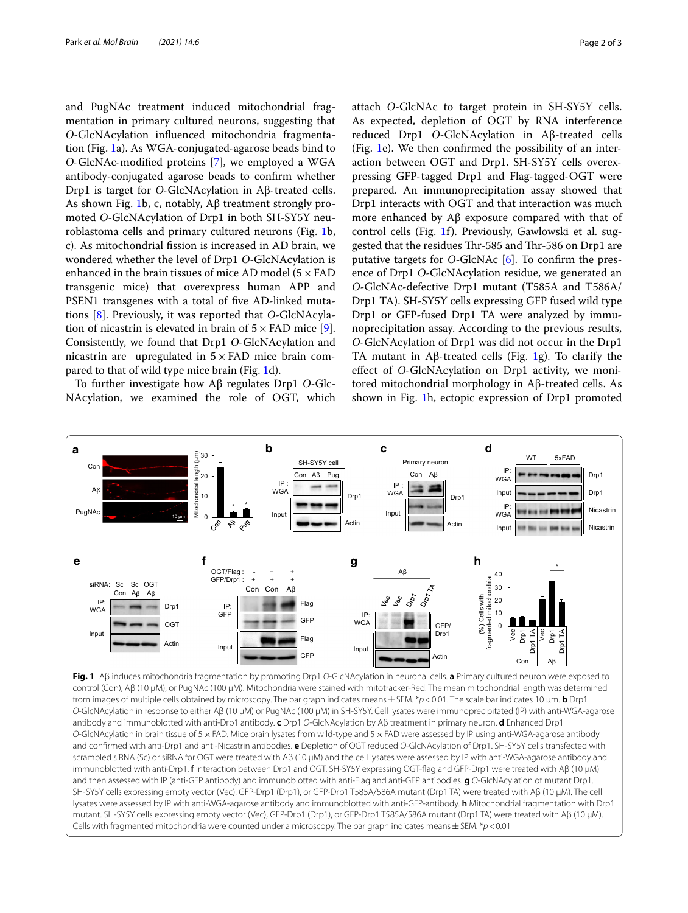and PugNAc treatment induced mitochondrial fragmentation in primary cultured neurons, suggesting that *O*-GlcNAcylation influenced mitochondria fragmentation (Fig. 1a). As WGA-conjugated-agarose beads bind to *O*-GlcNAc-modified proteins [7], we employed a WGA antibody-conjugated agarose beads to confirm whether Drp1 is target for *O*-GlcNAcylation in Aβ-treated cells. As shown Fig. 1b, c, notably, Aβ treatment strongly promoted *O*-GlcNAcylation of Drp1 in both SH-SY5Y neuroblastoma cells and primary cultured neurons (Fig. 1b, c). As mitochondrial fission is increased in AD brain, we wondered whether the level of Drp1 *O*-GlcNAcylation is enhanced in the brain tissues of mice AD model (5 × FAD transgenic mice) that overexpress human APP and PSEN1 transgenes with a total of five AD-linked mutations [8]. Previously, it was reported that *O*-GlcNAcylation of nicastrin is elevated in brain of 5 × FAD mice [9]. Consistently, we found that Drp1 *O*-GlcNAcylation and nicastrin are upregulated in 5 × FAD mice brain compared to that of wild type mice brain (Fig. 1d).

To further investigate how Aβ regulates Drp1 *O*-GlcNAcylation, we examined the role of OGT, which attach *O*-GlcNAc to target protein in SH-SY5Y cells. As expected, depletion of OGT by RNA interference reduced Drp1 *O*-GlcNAcylation in Aβ-treated cells (Fig. 1e). We then confirmed the possibility of an interaction between OGT and Drp1. SH-SY5Y cells overexpressing GFP-tagged Drp1 and Flag-tagged-OGT were prepared. An immunoprecipitation assay showed that Drp1 interacts with OGT and that interaction was much more enhanced by Aβ exposure compared with that of control cells (Fig. 1f). Previously, Gawlowski et al. suggested that the residues Thr-585 and Thr-586 on Drp1 are putative targets for *O*-GlcNAc [6]. To confirm the presence of Drp1 *O*-GlcNAcylation residue, we generated an *O*-GlcNAc-defective Drp1 mutant (T585A and T586A/Drp1 TA). SH-SY5Y cells expressing GFP fused wild type Drp1 or GFP-fused Drp1 TA were analyzed by immunoprecipitation assay. According to the previous results, *O*-GlcNAcylation of Drp1 was did not occur in the Drp1 TA mutant in Aβ-treated cells (Fig. 1g). To clarify the effect of *O*-GlcNAcylation on Drp1 activity, we monitored mitochondrial morphology in Aβ-treated cells. As shown in Fig. 1h, ectopic expression of Drp1 promoted

**Fig. 1** Aβ induces mitochondria fragmentation by promoting Drp1 *O*-GlcNAcylation in neuronal cells. **a** Primary cultured neuron were exposed to control (Con), Aβ (10 μM), or PugNAc (100 μM). Mitochondria were stained with mitotracker-Red. The mean mitochondrial length was determined from images of multiple cells obtained by microscopy. The bar graph indicates means ± SEM. \*$p < 0.01$. The scale bar indicates 10 μm. **b** Drp1 *O*-GlcNAcylation in response to either Aβ (10 μM) or PugNAc (100 μM) in SH-SY5Y. Cell lysates were immunoprecipitated (IP) with anti-WGA-agarose antibody and immunoblotted with anti-Drp1 antibody. **c** Drp1 *O*-GlcNAcylation by Aβ treatment in primary neuron. **d** Enhanced Drp1 *O*-GlcNAcylation in brain tissue of 5 × FAD. Mice brain lysates from wild-type and 5 × FAD were assessed by IP using anti-WGA-agarose antibody and confirmed with anti-Drp1 and anti-Nicastrin antibodies. **e** Depletion of OGT reduced *O*-GlcNAcylation of Drp1. SH-SY5Y cells transfected with scrambled siRNA (Sc) or siRNA for OGT were treated with Aβ (10 μM) and the cell lysates were assessed by IP with anti-WGA-agarose antibody and immunoblotted with anti-Drp1. **f** Interaction between Drp1 and OGT. SH-SY5Y expressing OGT-flag and GFP-Drp1 were treated with Aβ (10 μM) and then assessed with IP (anti-GFP antibody) and immunoblotted with anti-Flag and anti-GFP antibodies. **g** *O*-GlcNAcylation of mutant Drp1. SH-SY5Y cells expressing empty vector (Vec), GFP-Drp1 (Drp1), or GFP-Drp1 T585A/586A mutant (Drp1 TA) were treated with Aβ (10 μM). The cell lysates were assessed by IP with anti-WGA-agarose antibody and immunoblotted with anti-GFP-antibody. **h** Mitochondrial fragmentation with Drp1 mutant. SH-SY5Y cells expressing empty vector (Vec), GFP-Drp1 (Drp1), or GFP-Drp1 T585A/586A mutant (Drp1 TA) were treated with Aβ (10 μM). Cells with fragmented mitochondria were counted under a microscopy. The bar graph indicates means ± SEM. \*$p < 0.01$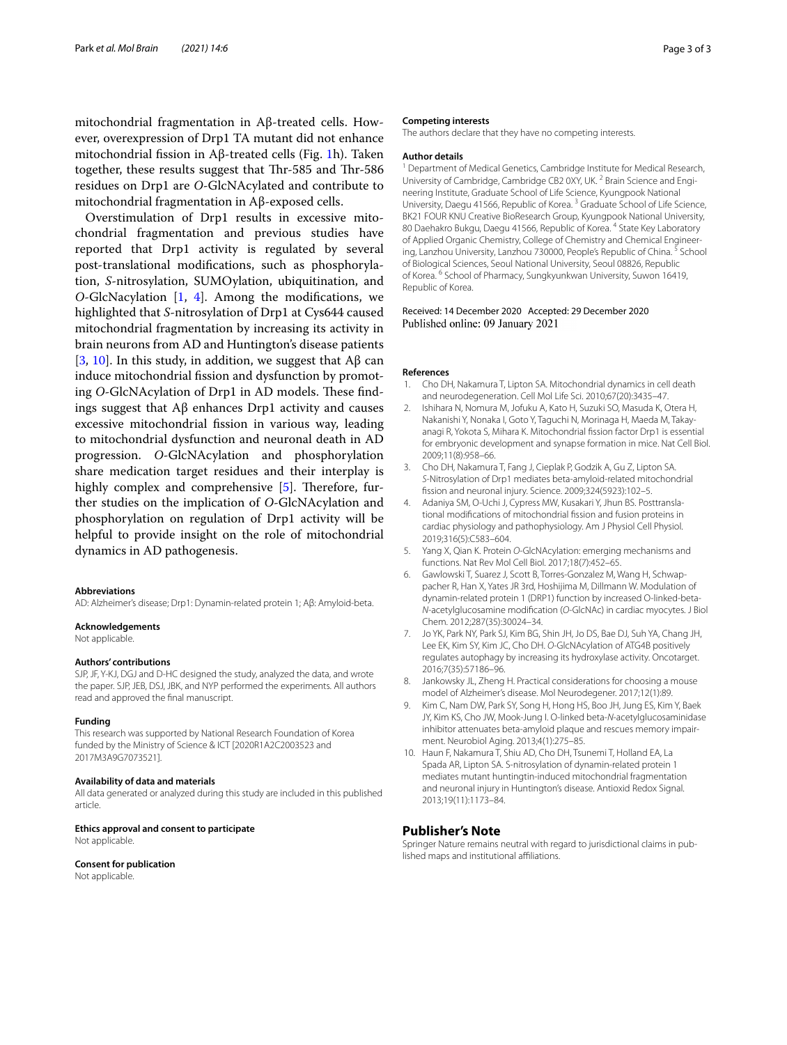mitochondrial fragmentation in Aβ-treated cells. However, overexpression of Drp1 TA mutant did not enhance mitochondrial fission in Aβ-treated cells (Fig. 1h). Taken together, these results suggest that Thr-585 and Thr-586 residues on Drp1 are *O*-GlcNAcylated and contribute to mitochondrial fragmentation in Aβ-exposed cells.

Overstimulation of Drp1 results in excessive mitochondrial fragmentation and previous studies have reported that Drp1 activity is regulated by several post-translational modifications, such as phosphorylation, *S*-nitrosylation, SUMOylation, ubiquitination, and *O*-GlcNAcylation [1, 4]. Among the modifications, we highlighted that *S*-nitrosylation of Drp1 at Cys644 caused mitochondrial fragmentation by increasing its activity in brain neurons from AD and Huntington's disease patients [3, 10]. In this study, in addition, we suggest that Aβ can induce mitochondrial fission and dysfunction by promoting *O*-GlcNAcylation of Drp1 in AD models. These findings suggest that Aβ enhances Drp1 activity and causes excessive mitochondrial fission in various way, leading to mitochondrial dysfunction and neuronal death in AD progression. *O*-GlcNAcylation and phosphorylation share medication target residues and their interplay is highly complex and comprehensive [5]. Therefore, further studies on the implication of *O*-GlcNAcylation and phosphorylation on regulation of Drp1 activity will be helpful to provide insight on the role of mitochondrial dynamics in AD pathogenesis.

#### Abbreviations
AD: Alzheimer's disease; Drp1: Dynamin-related protein 1; Aβ: Amyloid-beta.

#### Acknowledgements
Not applicable.

#### Authors' contributions
SJP, JF, Y-KJ, DGJ and D-HC designed the study, analyzed the data, and wrote the paper. SJP, JEB, DSJ, JBK, and NYP performed the experiments. All authors read and approved the final manuscript.

#### Funding
This research was supported by National Research Foundation of Korea funded by the Ministry of Science & ICT [2020R1A2C2003523 and 2017M3A9G7073521].

#### Availability of data and materials
All data generated or analyzed during this study are included in this published article.

#### Ethics approval and consent to participate
Not applicable.

#### Consent for publication
Not applicable.

#### Competing interests
The authors declare that they have no competing interests.

#### Author details
[1] Department of Medical Genetics, Cambridge Institute for Medical Research, University of Cambridge, Cambridge CB2 0XY, UK. [2] Brain Science and Engineering Institute, Graduate School of Life Science, Kyungpook National University, Daegu 41566, Republic of Korea. [3] Graduate School of Life Science, BK21 FOUR KNU Creative BioResearch Group, Kyungpook National University, 80 Daehakro Bukgu, Daegu 41566, Republic of Korea. [4] State Key Laboratory of Applied Organic Chemistry, College of Chemistry and Chemical Engineering, Lanzhou University, Lanzhou 730000, People's Republic of China. [5] School of Biological Sciences, Seoul National University, Seoul 08826, Republic of Korea. [6] School of Pharmacy, Sungkyunkwan University, Suwon 16419, Republic of Korea.

Received: 14 December 2020 Accepted: 29 December 2020
Published online: 09 January 2021

#### References
1. Cho DH, Nakamura T, Lipton SA. Mitochondrial dynamics in cell death and neurodegeneration. Cell Mol Life Sci. 2010;67(20):3435–47.
2. Ishihara N, Nomura M, Jofuku A, Kato H, Suzuki SO, Masuda K, Otera H, Nakanishi Y, Nonaka I, Goto Y, Taguchi N, Morinaga H, Maeda M, Takayanagi R, Yokota S, Mihara K. Mitochondrial fission factor Drp1 is essential for embryonic development and synapse formation in mice. Nat Cell Biol. 2009;11(8):958–66.
3. Cho DH, Nakamura T, Fang J, Cieplak P, Godzik A, Gu Z, Lipton SA. *S*-Nitrosylation of Drp1 mediates beta-amyloid-related mitochondrial fission and neuronal injury. Science. 2009;324(5923):102–5.
4. Adaniya SM, O-Uchi J, Cypress MW, Kusakari Y, Jhun BS. Posttranslational modifications of mitochondrial fission and fusion proteins in cardiac physiology and pathophysiology. Am J Physiol Cell Physiol. 2019;316(5):C583–604.
5. Yang X, Qian K. Protein *O*-GlcNAcylation: emerging mechanisms and functions. Nat Rev Mol Cell Biol. 2017;18(7):452–65.
6. Gawlowski T, Suarez J, Scott B, Torres-Gonzalez M, Wang H, Schwappacher R, Han X, Yates JR 3rd, Hoshijima M, Dillmann W. Modulation of dynamin-related protein 1 (DRP1) function by increased O-linked-beta-*N*-acetylglucosamine modification (*O*-GlcNAc) in cardiac myocytes. J Biol Chem. 2012;287(35):30024–34.
7. Jo YK, Park NY, Park SJ, Kim BG, Shin JH, Jo DS, Bae DJ, Suh YA, Chang JH, Lee EK, Kim SY, Kim JC, Cho DH. *O*-GlcNAcylation of ATG4B positively regulates autophagy by increasing its hydroxylase activity. Oncotarget. 2016;7(35):57186–96.
8. Jankowsky JL, Zheng H. Practical considerations for choosing a mouse model of Alzheimer's disease. Mol Neurodegener. 2017;12(1):89.
9. Kim C, Nam DW, Park SY, Song H, Hong HS, Boo JH, Jung ES, Kim Y, Baek JY, Kim KS, Cho JW, Mook-Jung I. O-linked beta-*N*-acetylglucosaminidase inhibitor attenuates beta-amyloid plaque and rescues memory impairment. Neurobiol Aging. 2013;4(1):275–85.
10. Haun F, Nakamura T, Shiu AD, Cho DH, Tsunemi T, Holland EA, La Spada AR, Lipton SA. S-nitrosylation of dynamin-related protein 1 mediates mutant huntingtin-induced mitochondrial fragmentation and neuronal injury in Huntington's disease. Antioxid Redox Signal. 2013;19(11):1173–84.

## Publisher's Note
Springer Nature remains neutral with regard to jurisdictional claims in published maps and institutional affiliations.